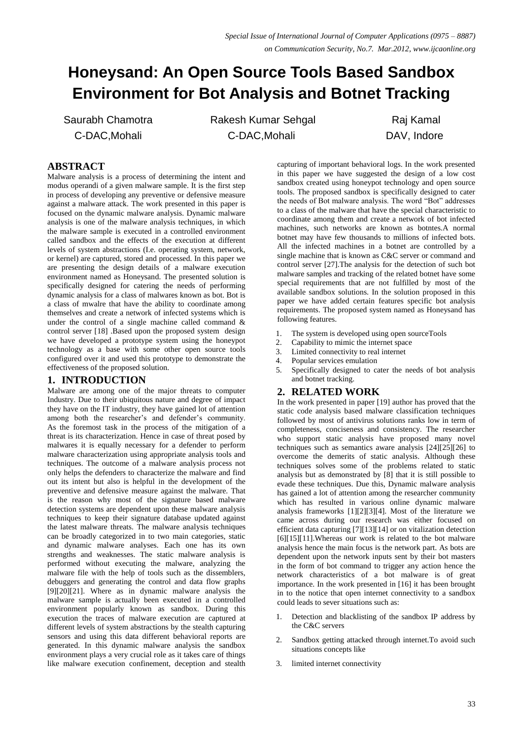# Honeysand: An Open Source Tools Based Sandbox Environment for Bot Analysis and Botnet Tracking

Saurabh Chamotra
C-DAC,Mohali

Rakesh Kumar Sehgal
C-DAC,Mohali

Raj Kamal
DAV, Indore

## ABSTRACT

Malware analysis is a process of determining the intent and modus operandi of a given malware sample. It is the first step in process of developing any preventive or defensive measure against a malware attack. The work presented in this paper is focused on the dynamic malware analysis. Dynamic malware analysis is one of the malware analysis techniques, in which the malware sample is executed in a controlled environment called sandbox and the effects of the execution at different levels of system abstractions (I.e. operating system, network, or kernel) are captured, stored and processed. In this paper we are presenting the design details of a malware execution environment named as Honeysand. The presented solution is specifically designed for catering the needs of performing dynamic analysis for a class of malwares known as bot. Bot is a class of mwalre that have the ability to coordinate among themselves and create a network of infected systems which is under the control of a single machine called command & control server [18] .Based upon the proposed system design we have developed a prototype system using the honeypot technology as a base with some other open source tools configured over it and used this prototype to demonstrate the effectiveness of the proposed solution.

## 1. INTRODUCTION

Malware are among one of the major threats to computer Industry. Due to their ubiquitous nature and degree of impact they have on the IT industry, they have gained lot of attention among both the researcher's and defender's community. As the foremost task in the process of the mitigation of a threat is its characterization. Hence in case of threat posed by malwares it is equally necessary for a defender to perform malware characterization using appropriate analysis tools and techniques. The outcome of a malware analysis process not only helps the defenders to characterize the malware and find out its intent but also is helpful in the development of the preventive and defensive measure against the malware. That is the reason why most of the signature based malware detection systems are dependent upon these malware analysis techniques to keep their signature database updated against the latest malware threats. The malware analysis techniques can be broadly categorized in to two main categories, static and dynamic malware analyses. Each one has its own strengths and weaknesses. The static malware analysis is performed without executing the malware, analyzing the malware file with the help of tools such as the dissemblers, debuggers and generating the control and data flow graphs [9][20][21]. Where as in dynamic malware analysis the malware sample is actually been executed in a controlled environment popularly known as sandbox. During this execution the traces of malware execution are captured at different levels of system abstractions by the stealth capturing sensors and using this data different behavioral reports are generated. In this dynamic malware analysis the sandbox environment plays a very crucial role as it takes care of things like malware execution confinement, deception and stealth capturing of important behavioral logs. In the work presented in this paper we have suggested the design of a low cost sandbox created using honeypot technology and open source tools. The proposed sandbox is specifically designed to cater the needs of Bot malware analysis. The word "Bot" addresses to a class of the malware that have the special characteristic to coordinate among them and create a network of bot infected machines, such networks are known as botntes.A normal botnet may have few thousands to millions of infected bots. All the infected machines in a botnet are controlled by a single machine that is known as C&C server or command and control server [27].The analysis for the detection of such bot malware samples and tracking of the related botnet have some special requirements that are not fulfilled by most of the available sandbox solutions. In the solution proposed in this paper we have added certain features specific bot analysis requirements. The proposed system named as Honeysand has following features.

1. The system is developed using open sourceTools
2. Capability to mimic the internet space
3. Limited connectivity to real internet
4. Popular services emulation
5. Specifically designed to cater the needs of bot analysis and botnet tracking.

## 2. RELATED WORK

In the work presented in paper [19] author has proved that the static code analysis based malware classification techniques followed by most of antivirus solutions ranks low in term of completeness, conciseness and consistency. The researcher who support static analysis have proposed many novel techniques such as semantics aware analysis [24][25][26] to overcome the demerits of static analysis. Although these techniques solves some of the problems related to static analysis but as demonstrated by [8] that it is still possible to evade these techniques. Due this, Dynamic malware analysis has gained a lot of attention among the researcher community which has resulted in various online dynamic malware analysis frameworks [1][2][3][4]. Most of the literature we came across during our research was either focused on efficient data capturing [7][13][14] or on vitalization detection [6][15][11].Whereas our work is related to the bot malware analysis hence the main focus is the network part. As bots are dependent upon the network inputs sent by their bot masters in the form of bot command to trigger any action hence the network characteristics of a bot malware is of great importance. In the work presented in [16] it has been brought in to the notice that open internet connectivity to a sandbox could leads to sever situations such as:

1. Detection and blacklisting of the sandbox IP address by the C&C servers
2. Sandbox getting attacked through internet.To avoid such situations concepts like
3. limited internet connectivity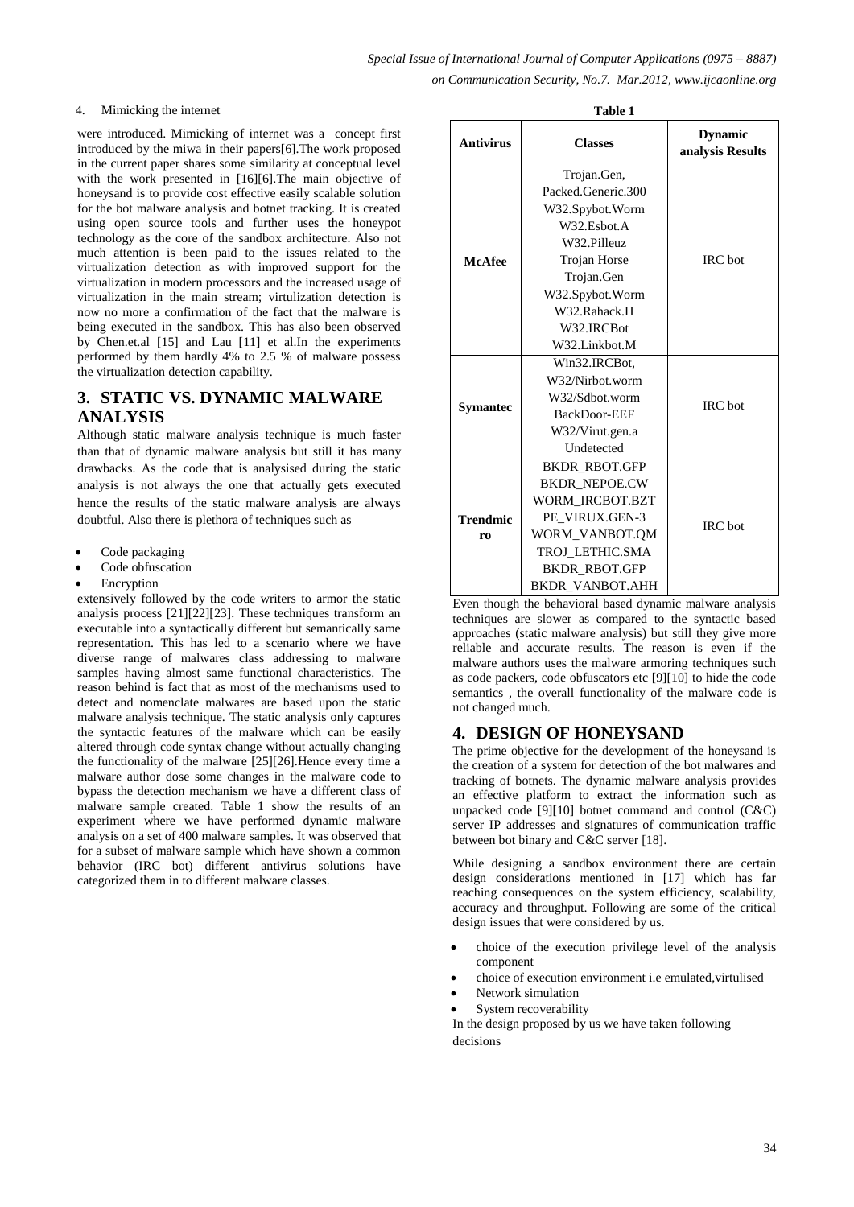4. Mimicking the internet

were introduced. Mimicking of internet was a concept first introduced by the miwa in their papers[6].The work proposed in the current paper shares some similarity at conceptual level with the work presented in [16][6].The main objective of honeysand is to provide cost effective easily scalable solution for the bot malware analysis and botnet tracking. It is created using open source tools and further uses the honeypot technology as the core of the sandbox architecture. Also not much attention is been paid to the issues related to the virtualization detection as with improved support for the virtualization in modern processors and the increased usage of virtualization in the main stream; virtulization detection is now no more a confirmation of the fact that the malware is being executed in the sandbox. This has also been observed by Chen.et.al [15] and Lau [11] et al.In the experiments performed by them hardly 4% to 2.5 % of malware possess the virtualization detection capability.

## 3. STATIC VS. DYNAMIC MALWARE ANALYSIS

Although static malware analysis technique is much faster than that of dynamic malware analysis but still it has many drawbacks. As the code that is analysised during the static analysis is not always the one that actually gets executed hence the results of the static malware analysis are always doubtful. Also there is plethora of techniques such as

- Code packaging
- Code obfuscation
- Encryption

extensively followed by the code writers to armor the static analysis process [21][22][23]. These techniques transform an executable into a syntactically different but semantically same representation. This has led to a scenario where we have diverse range of malwares class addressing to malware samples having almost same functional characteristics. The reason behind is fact that as most of the mechanisms used to detect and nomenclate malwares are based upon the static malware analysis technique. The static analysis only captures the syntactic features of the malware which can be easily altered through code syntax change without actually changing the functionality of the malware [25][26].Hence every time a malware author dose some changes in the malware code to bypass the detection mechanism we have a different class of malware sample created. Table 1 show the results of an experiment where we have performed dynamic malware analysis on a set of 400 malware samples. It was observed that for a subset of malware sample which have shown a common behavior (IRC bot) different antivirus solutions have categorized them in to different malware classes.

**Table 1**

| Antivirus | Classes | Dynamic analysis Results |
|---|---|---|
| McAfee | Trojan.Gen,<br>Packed.Generic.300<br>W32.Spybot.Worm<br>W32.Esbot.A<br>W32.Pilleuz<br>Trojan Horse<br>Trojan.Gen<br>W32.Spybot.Worm<br>W32.Rahack.H<br>W32.IRCBot<br>W32.Linkbot.M | IRC bot |
| Symantec | Win32.IRCBot,<br>W32/Nirbot.worm<br>W32/Sdbot.worm<br>BackDoor-EEF<br>W32/Virut.gen.a<br>Undetected | IRC bot |
| Trendmicro | BKDR_RBOT.GFP<br>BKDR_NEPOE.CW<br>WORM_IRCBOT.BZT<br>PE_VIRUX.GEN-3<br>WORM_VANBOT.QM<br>TROJ_LETHIC.SMA<br>BKDR_RBOT.GFP<br>BKDR_VANBOT.AHH | IRC bot |

Even though the behavioral based dynamic malware analysis techniques are slower as compared to the syntactic based approaches (static malware analysis) but still they give more reliable and accurate results. The reason is even if the malware authors uses the malware armoring techniques such as code packers, code obfuscators etc [9][10] to hide the code semantics , the overall functionality of the malware code is not changed much.

## 4. DESIGN OF HONEYSAND

The prime objective for the development of the honeysand is the creation of a system for detection of the bot malwares and tracking of botnets. The dynamic malware analysis provides an effective platform to extract the information such as unpacked code [9][10] botnet command and control (C&C) server IP addresses and signatures of communication traffic between bot binary and C&C server [18].

While designing a sandbox environment there are certain design considerations mentioned in [17] which has far reaching consequences on the system efficiency, scalability, accuracy and throughput. Following are some of the critical design issues that were considered by us.

- choice of the execution privilege level of the analysis component
- choice of execution environment i.e emulated,virtulised
- Network simulation
- System recoverability

In the design proposed by us we have taken following decisions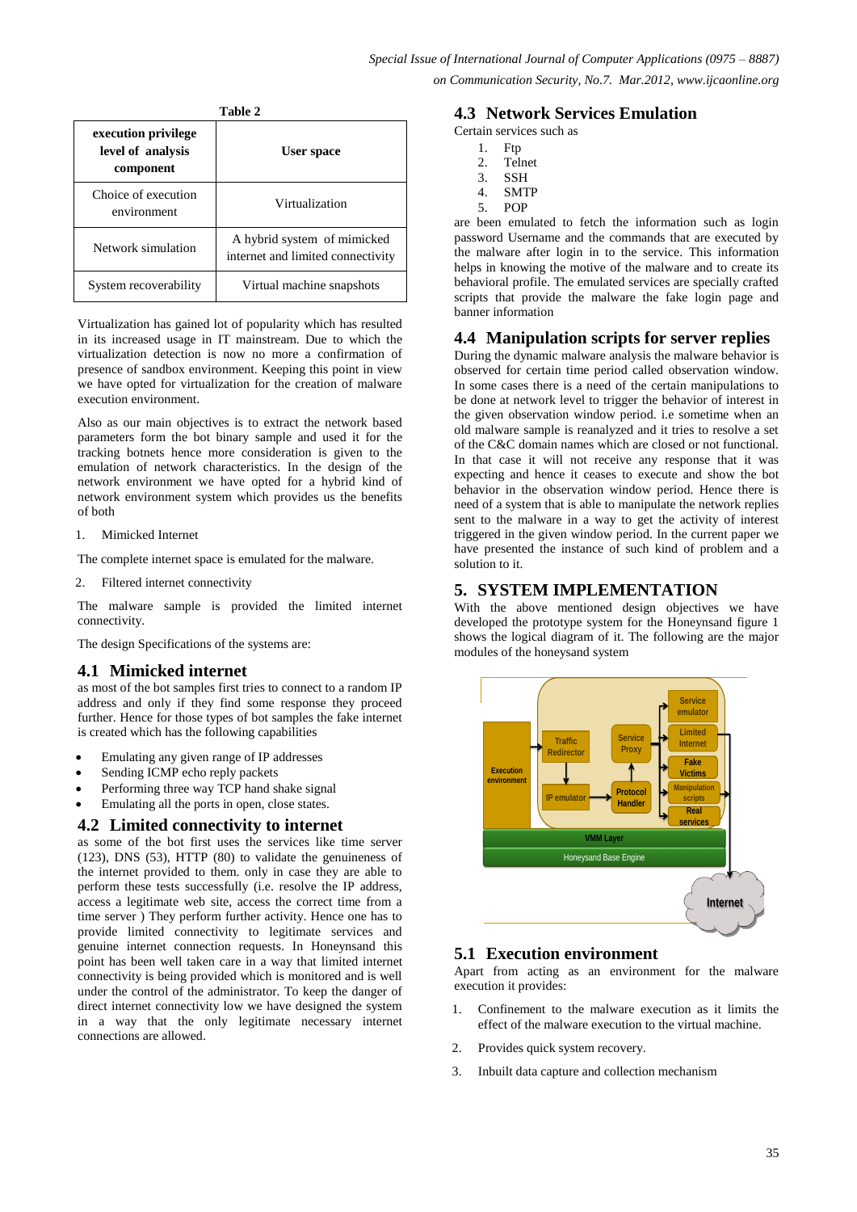**Table 2**

| execution privilege level of analysis component | User space |
|---|---|
| Choice of execution environment | Virtualization |
| Network simulation | A hybrid system of mimicked internet and limited connectivity |
| System recoverability | Virtual machine snapshots |

Virtualization has gained lot of popularity which has resulted in its increased usage in IT mainstream. Due to which the virtualization detection is now no more a confirmation of presence of sandbox environment. Keeping this point in view we have opted for virtualization for the creation of malware execution environment.

Also as our main objectives is to extract the network based parameters form the bot binary sample and used it for the tracking botnets hence more consideration is given to the emulation of network characteristics. In the design of the network environment we have opted for a hybrid kind of network environment system which provides us the benefits of both

1. Mimicked Internet

The complete internet space is emulated for the malware.

2. Filtered internet connectivity

The malware sample is provided the limited internet connectivity.

The design Specifications of the systems are:

## 4.1 Mimicked internet

as most of the bot samples first tries to connect to a random IP address and only if they find some response they proceed further. Hence for those types of bot samples the fake internet is created which has the following capabilities

- Emulating any given range of IP addresses
- Sending ICMP echo reply packets
- Performing three way TCP hand shake signal
- Emulating all the ports in open, close states.

## 4.2 Limited connectivity to internet

as some of the bot first uses the services like time server (123), DNS (53), HTTP (80) to validate the genuineness of the internet provided to them. only in case they are able to perform these tests successfully (i.e. resolve the IP address, access a legitimate web site, access the correct time from a time server ) They perform further activity. Hence one has to provide limited connectivity to legitimate services and genuine internet connection requests. In Honeynsand this point has been well taken care in a way that limited internet connectivity is being provided which is monitored and is well under the control of the administrator. To keep the danger of direct internet connectivity low we have designed the system in a way that the only legitimate necessary internet connections are allowed.

## 4.3 Network Services Emulation

Certain services such as

1. Ftp
2. Telnet
3. SSH
4. SMTP
5. POP

are been emulated to fetch the information such as login password Username and the commands that are executed by the malware after login in to the service. This information helps in knowing the motive of the malware and to create its behavioral profile. The emulated services are specially crafted scripts that provide the malware the fake login page and banner information

## 4.4 Manipulation scripts for server replies

During the dynamic malware analysis the malware behavior is observed for certain time period called observation window. In some cases there is a need of the certain manipulations to be done at network level to trigger the behavior of interest in the given observation window period. i.e sometime when an old malware sample is reanalyzed and it tries to resolve a set of the C&C domain names which are closed or not functional. In that case it will not receive any response that it was expecting and hence it ceases to execute and show the bot behavior in the observation window period. Hence there is need of a system that is able to manipulate the network replies sent to the malware in a way to get the activity of interest triggered in the given window period. In the current paper we have presented the instance of such kind of problem and a solution to it.

# 5. SYSTEM IMPLEMENTATION

With the above mentioned design objectives we have developed the prototype system for the Honeynsand figure 1 shows the logical diagram of it. The following are the major modules of the honeysand system

## 5.1 Execution environment

Apart from acting as an environment for the malware execution it provides:

1. Confinement to the malware execution as it limits the effect of the malware execution to the virtual machine.
2. Provides quick system recovery.
3. Inbuilt data capture and collection mechanism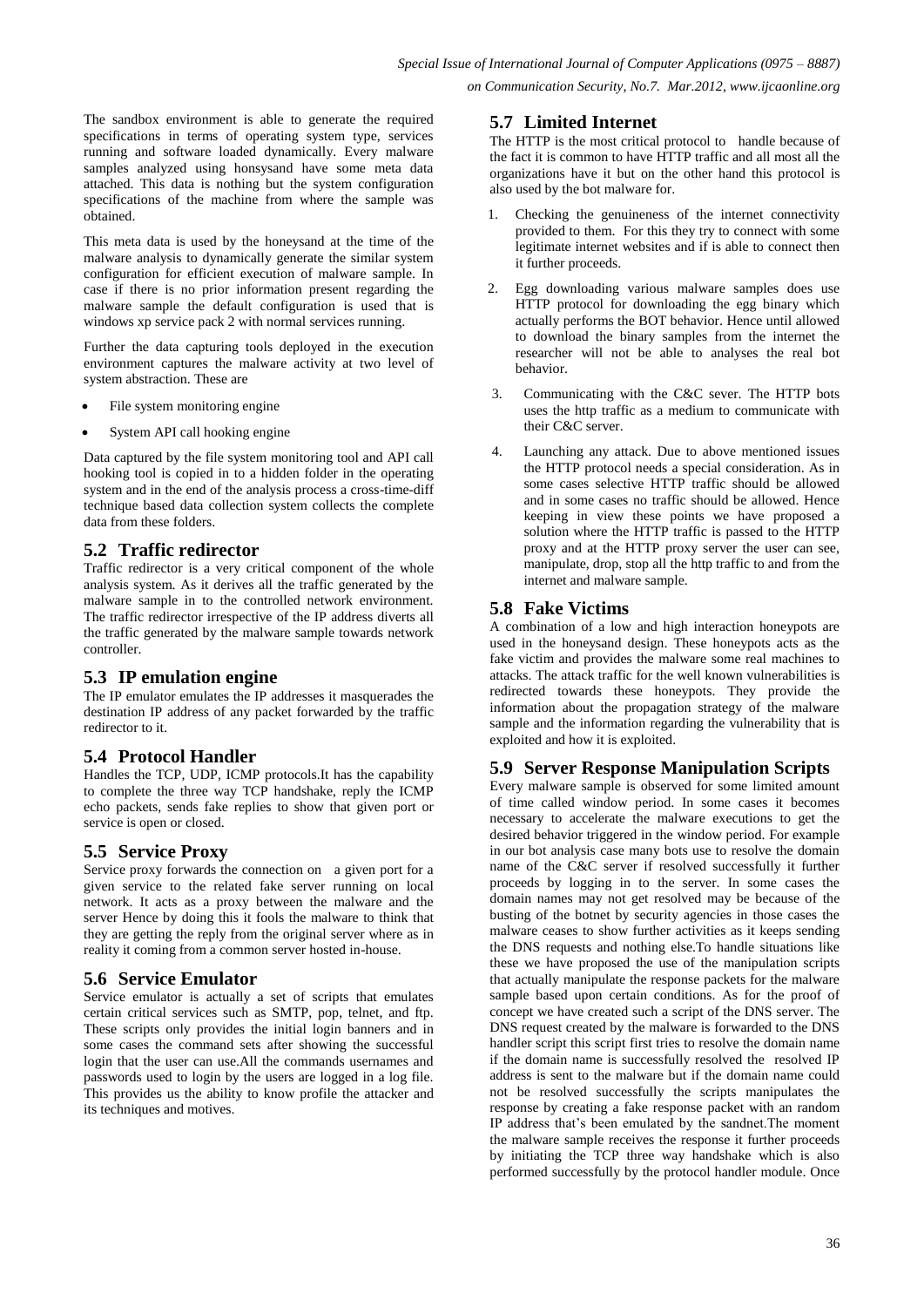The sandbox environment is able to generate the required specifications in terms of operating system type, services running and software loaded dynamically. Every malware samples analyzed using honsysand have some meta data attached. This data is nothing but the system configuration specifications of the machine from where the sample was obtained.

This meta data is used by the honeysand at the time of the malware analysis to dynamically generate the similar system configuration for efficient execution of malware sample. In case if there is no prior information present regarding the malware sample the default configuration is used that is windows xp service pack 2 with normal services running.

Further the data capturing tools deployed in the execution environment captures the malware activity at two level of system abstraction. These are

- File system monitoring engine
- System API call hooking engine

Data captured by the file system monitoring tool and API call hooking tool is copied in to a hidden folder in the operating system and in the end of the analysis process a cross-time-diff technique based data collection system collects the complete data from these folders.

## 5.2 Traffic redirector

Traffic redirector is a very critical component of the whole analysis system. As it derives all the traffic generated by the malware sample in to the controlled network environment. The traffic redirector irrespective of the IP address diverts all the traffic generated by the malware sample towards network controller.

## 5.3 IP emulation engine

The IP emulator emulates the IP addresses it masquerades the destination IP address of any packet forwarded by the traffic redirector to it.

## 5.4 Protocol Handler

Handles the TCP, UDP, ICMP protocols.It has the capability to complete the three way TCP handshake, reply the ICMP echo packets, sends fake replies to show that given port or service is open or closed.

## 5.5 Service Proxy

Service proxy forwards the connection on a given port for a given service to the related fake server running on local network. It acts as a proxy between the malware and the server Hence by doing this it fools the malware to think that they are getting the reply from the original server where as in reality it coming from a common server hosted in-house.

## 5.6 Service Emulator

Service emulator is actually a set of scripts that emulates certain critical services such as SMTP, pop, telnet, and ftp. These scripts only provides the initial login banners and in some cases the command sets after showing the successful login that the user can use.All the commands usernames and passwords used to login by the users are logged in a log file. This provides us the ability to know profile the attacker and its techniques and motives.

## 5.7 Limited Internet

The HTTP is the most critical protocol to handle because of the fact it is common to have HTTP traffic and all most all the organizations have it but on the other hand this protocol is also used by the bot malware for.

1. Checking the genuineness of the internet connectivity provided to them. For this they try to connect with some legitimate internet websites and if is able to connect then it further proceeds.
2. Egg downloading various malware samples does use HTTP protocol for downloading the egg binary which actually performs the BOT behavior. Hence until allowed to download the binary samples from the internet the researcher will not be able to analyses the real bot behavior.
3. Communicating with the C&C sever. The HTTP bots uses the http traffic as a medium to communicate with their C&C server.
4. Launching any attack. Due to above mentioned issues the HTTP protocol needs a special consideration. As in some cases selective HTTP traffic should be allowed and in some cases no traffic should be allowed. Hence keeping in view these points we have proposed a solution where the HTTP traffic is passed to the HTTP proxy and at the HTTP proxy server the user can see, manipulate, drop, stop all the http traffic to and from the internet and malware sample.

## 5.8 Fake Victims

A combination of a low and high interaction honeypots are used in the honeysand design. These honeypots acts as the fake victim and provides the malware some real machines to attacks. The attack traffic for the well known vulnerabilities is redirected towards these honeypots. They provide the information about the propagation strategy of the malware sample and the information regarding the vulnerability that is exploited and how it is exploited.

## 5.9 Server Response Manipulation Scripts

Every malware sample is observed for some limited amount of time called window period. In some cases it becomes necessary to accelerate the malware executions to get the desired behavior triggered in the window period. For example in our bot analysis case many bots use to resolve the domain name of the C&C server if resolved successfully it further proceeds by logging in to the server. In some cases the domain names may not get resolved may be because of the busting of the botnet by security agencies in those cases the malware ceases to show further activities as it keeps sending the DNS requests and nothing else.To handle situations like these we have proposed the use of the manipulation scripts that actually manipulate the response packets for the malware sample based upon certain conditions. As for the proof of concept we have created such a script of the DNS server. The DNS request created by the malware is forwarded to the DNS handler script this script first tries to resolve the domain name if the domain name is successfully resolved the resolved IP address is sent to the malware but if the domain name could not be resolved successfully the scripts manipulates the response by creating a fake response packet with an random IP address that's been emulated by the sandnet.The moment the malware sample receives the response it further proceeds by initiating the TCP three way handshake which is also performed successfully by the protocol handler module. Once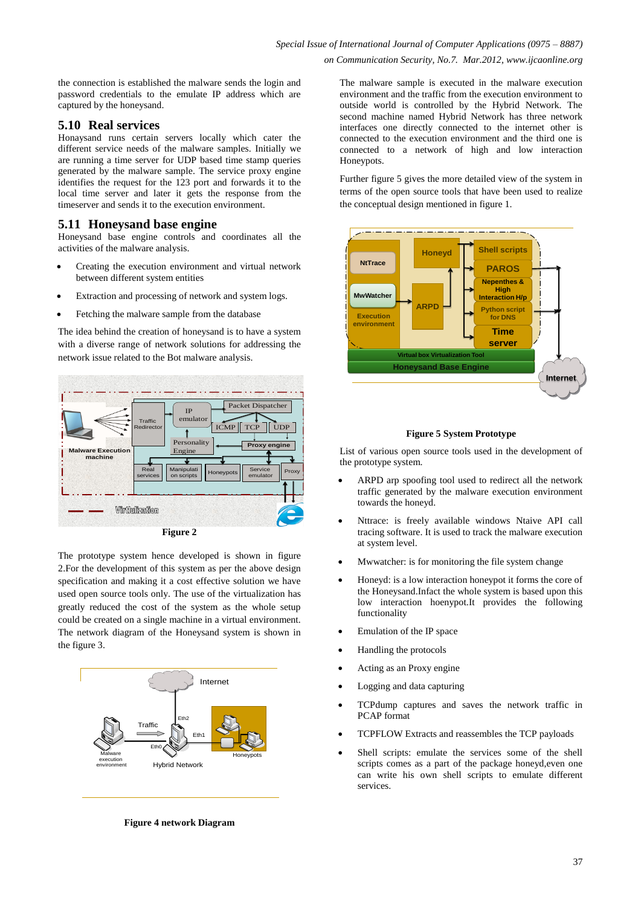the connection is established the malware sends the login and password credentials to the emulate IP address which are captured by the honeysand.

## 5.10 Real services

Honaysand runs certain servers locally which cater the different service needs of the malware samples. Initially we are running a time server for UDP based time stamp queries generated by the malware sample. The service proxy engine identifies the request for the 123 port and forwards it to the local time server and later it gets the response from the timeserver and sends it to the execution environment.

## 5.11 Honeysand base engine

Honeysand base engine controls and coordinates all the activities of the malware analysis.

- Creating the execution environment and virtual network between different system entities
- Extraction and processing of network and system logs.
- Fetching the malware sample from the database

The idea behind the creation of honeysand is to have a system with a diverse range of network solutions for addressing the network issue related to the Bot malware analysis.

**Figure 2**

The prototype system hence developed is shown in figure 2.For the development of this system as per the above design specification and making it a cost effective solution we have used open source tools only. The use of the virtualization has greatly reduced the cost of the system as the whole setup could be created on a single machine in a virtual environment. The network diagram of the Honeysand system is shown in the figure 3.

**Figure 4 network Diagram**

The malware sample is executed in the malware execution environment and the traffic from the execution environment to outside world is controlled by the Hybrid Network. The second machine named Hybrid Network has three network interfaces one directly connected to the internet other is connected to the execution environment and the third one is connected to a network of high and low interaction Honeypots.

Further figure 5 gives the more detailed view of the system in terms of the open source tools that have been used to realize the conceptual design mentioned in figure 1.

**Figure 5 System Prototype**

List of various open source tools used in the development of the prototype system.

- ARPD arp spoofing tool used to redirect all the network traffic generated by the malware execution environment towards the honeyd.
- Nttrace: is freely available windows Ntaive API call tracing software. It is used to track the malware execution at system level.
- Mwwatcher: is for monitoring the file system change
- Honeyd: is a low interaction honeypot it forms the core of the Honeysand.Infact the whole system is based upon this low interaction honeypot.It provides the following functionality
- Emulation of the IP space
- Handling the protocols
- Acting as an Proxy engine
- Logging and data capturing
- TCPdump captures and saves the network traffic in PCAP format
- TCPFLOW Extracts and reassembles the TCP payloads
- Shell scripts: emulate the services some of the shell scripts comes as a part of the package honeyd,even one can write his own shell scripts to emulate different services.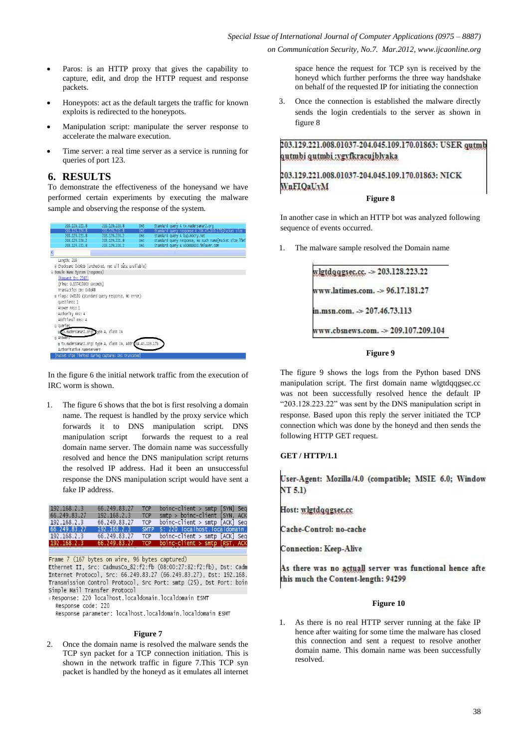- Paros: is an HTTP proxy that gives the capability to capture, edit, and drop the HTTP request and response packets.
- Honeypots: act as the default targets the traffic for known exploits is redirected to the honeypots.
- Manipulation script: manipulate the server response to accelerate the malware execution.
- Time server: a real time server as a service is running for queries of port 123.

## 6. RESULTS

To demonstrate the effectiveness of the honeysand we have performed certain experiments by executing the malware sample and observing the response of the system.

In the figure 6 the initial network traffic from the execution of IRC worm is shown.

1. The figure 6 shows that the bot is first resolving a domain name. The request is handled by the proxy service which forwards it to DNS manipulation script. DNS manipulation script forwards the request to a real domain name server. The domain name was successfully resolved and hence the DNS manipulation script returns the resolved IP address. Had it been an unsuccessful response the DNS manipulation script would have sent a fake IP address.

**Figure 7**

2. Once the domain name is resolved the malware sends the TCP syn packet for a TCP connection initiation. This is shown in the network traffic in figure 7.This TCP syn packet is handled by the honeyd as it emulates all internet space hence the request for TCP syn is received by the honeyd which further performs the three way handshake on behalf of the requested IP for initiating the connection

3. Once the connection is established the malware directly sends the login credentials to the server as shown in figure 8

203.129.221.008.01037-204.045.109.170.01863: USER qutmb qutmbi qutmbi :vgvfkracujblyaka

203.129.221.008.01037-204.045.109.170.01863: NICK WnFIQaUxM

**Figure 8**

In another case in which an HTTP bot was analyzed following sequence of events occurred.

1. The malware sample resolved the Domain name

wlgtdqqgsec.cc. -> 203.128.223.22

www.latimes.com. -> 96.17.181.27

in.msn.com. -> 207.46.73.113

www.cbsnews.com. -> 209.107.209.104

**Figure 9**

The figure 9 shows the logs from the Python based DNS manipulation script. The first domain name wlgtdqqgsec.cc was not been successfully resolved hence the default IP "203.128.223.22" was sent by the DNS manipulation script in response. Based upon this reply the server initiated the TCP connection which was done by the honeyd and then sends the following HTTP GET request.

**GET / HTTP/1.1**

User-Agent: Mozilla/4.0 (compatible; MSIE 6.0; Window NT 5.1)

Host: wlgtdqqgsec.cc

Cache-Control: no-cache

Connection: Keep-Alive

As there was no actuall server was functional hence afte this much the Content-length: 94299

**Figure 10**

1. As there is no real HTTP server running at the fake IP hence after waiting for some time the malware has closed this connection and sent a request to resolve another domain name. This domain name was been successfully resolved.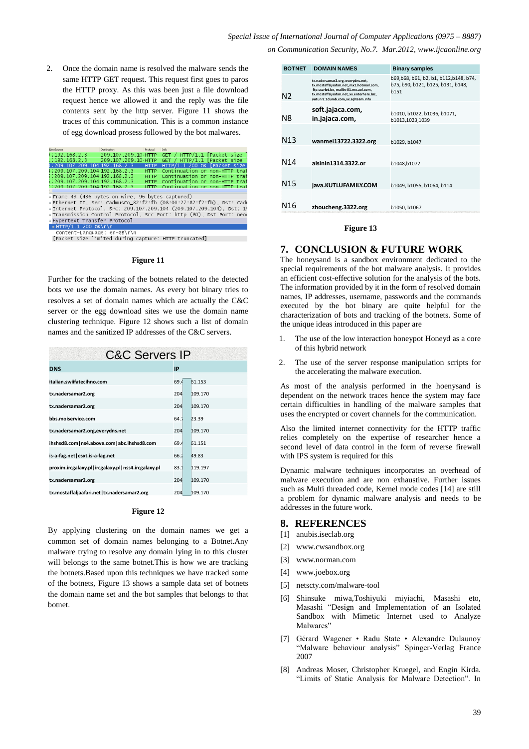2. Once the domain name is resolved the malware sends the same HTTP GET request. This request first goes to paros the HTTP proxy. As this was been just a file download request hence we allowed it and the reply was the file contents sent by the http server. Figure 11 shows the traces of this communication. This is a common instance of egg download prosess followed by the bot malwares.

```
Source            Destination       Protocol  Info
192.168.2.3       209.107.209.10    HTTP      GET / HTTP/1.1 [Packet size l
192.168.2.3       209.107.209.10    HTTP      GET / HTTP/1.1 [Packet size l
209.107.209.104   192.168.2.3       HTTP      HTTP/1.1 200 OK [Packet size
209.107.209.104   192.168.2.3       HTTP      Continuation or non-HTTP traf
209.107.209.104   192.168.2.3       HTTP      Continuation or non-HTTP traf
209.107.209.104   192.168.2.3       HTTP      Continuation or non-HTTP traf
209.107.209.104   192.168.2.3       HTTP      Continuation or non-HTTP traf

Frame 43 (436 bytes on wire, 96 bytes captured)
Ethernet II, Src: CadmusCo_82:f2:fb (08:00:27:82:f2:fb), Dst: Cadm
Internet Protocol, Src: 209.107.209.104 (209.107.209.104), Dst: 19
Transmission Control Protocol, Src Port: http (80), Dst Port: neod
Hypertext Transfer Protocol
  HTTP/1.1 200 OK\r\n
  Content-Language: en-GB\r\n
  [Packet size limited during capture: HTTP truncated]
```

**Figure 11**

Further for the tracking of the botnets related to the detected bots we use the domain names. As every bot binary tries to resolves a set of domain names which are actually the C&C server or the egg download sites we use the domain name clustering technique. Figure 12 shows such a list of domain names and the sanitized IP addresses of the C&C servers.

| C&C Servers IP | |
|---|---|
| **DNS** | **IP** |
| italian.swiifatecihno.com | 69.4 61.153 |
| tx.nadersamar2.org | 204 109.170 |
| tx.nadersamar2.org | 204 109.170 |
| bbs.moiservice.com | 64.7 23.39 |
| tx.nadersamar2.org,everydns.net | 204 109.170 |
| ihshsd8.com\|ns4.above.com\|abc.ihshsd8.com | 69.4 61.151 |
| is-a-fag.net\|esxt.is-a-fag.net | 66.2 49.83 |
| proxim.ircgalaxy.pl\|ircgalaxy.pl\|nss4.ircgalaxy.pl | 83.1 119.197 |
| tx.nadersamar2.org | 204 109.170 |
| tx.mostaffaljaafari.net\|tx.nadersamar2.org | 204 109.170 |

**Figure 12**

By applying clustering on the domain names we get a common set of domain names belonging to a Botnet.Any malware trying to resolve any domain lying in to this cluster will belongs to the same botnet.This is how we are tracking the botnets.Based upon this techniques we have tracked some of the botnets, Figure 13 shows a sample data set of botnets the domain name set and the bot samples that belongs to that botnet.

| BOTNET | DOMAIN NAMES | Binary samples |
|---|---|---|
| N2 | tx.nadersamar2.org, everydns.net, tx.mostaffaljaafari.net, mx1.hotmail.com, ftp.scarlet.be, mailin-01.mx.aol.com, tx.mostaffaljaafari.net, xx.enterhere.biz, yutunrz.1dumb.com, xx.sqlteam.info | b69,b68, b61, b2, b1, b112,b148, b74, b75, b90, b121, b125, b131, b148, b151 |
| N8 | soft.jajaca.com, in.jajaca.com, | b1010, b1022, b1036, b1071, b1013,1023,1039 |
| N13 | wanmei13722.3322.org | b1029, b1047 |
| N14 | aisinin1314.3322.or | b1048,b1072 |
| N15 | java.KUTLUFAMILY.COM | b1049, b1055, b1064, b114 |
| N16 | zhoucheng.3322.org | b1050, b1067 |

**Figure 13**

## 7. CONCLUSION & FUTURE WORK

The honeysand is a sandbox environment dedicated to the special requirements of the bot malware analysis. It provides an efficient cost-effective solution for the analysis of the bots. The information provided by it in the form of resolved domain names, IP addresses, username, passwords and the commands executed by the bot binary are quite helpful for the characterization of bots and tracking of the botnets. Some of the unique ideas introduced in this paper are

1. The use of the low interaction honeypot Honeyd as a core of this hybrid network
2. The use of the server response manipulation scripts for the accelerating the malware execution.

As most of the analysis performed in the hoenysand is dependent on the network traces hence the system may face certain difficulties in handling of the malware samples that uses the encrypted or covert channels for the communication.

Also the limited internet connectivity for the HTTP traffic relies completely on the expertise of researcher hence a second level of data control in the form of reverse firewall with IPS system is required for this

Dynamic malware techniques incorporates an overhead of malware execution and are non exhaustive. Further issues such as Multi threaded code, Kernel mode codes [14] are still a problem for dynamic malware analysis and needs to be addresses in the future work.

## 8. REFERENCES

[1] anubis.iseclab.org

[2] www.cwsandbox.org

[3] www.norman.com

[4] www.joebox.org

[5] netscty.com/malware-tool

[6] Shinsuke miwa,Toshiyuki miyiachi, Masashi eto, Masashi "Design and Implementation of an Isolated Sandbox with Mimetic Internet used to Analyze Malwares"

[7] Gérard Wagener • Radu State • Alexandre Dulaunoy "Malware behaviour analysis" Spinger-Verlag France 2007

[8] Andreas Moser, Christopher Kruegel, and Engin Kirda. "Limits of Static Analysis for Malware Detection". In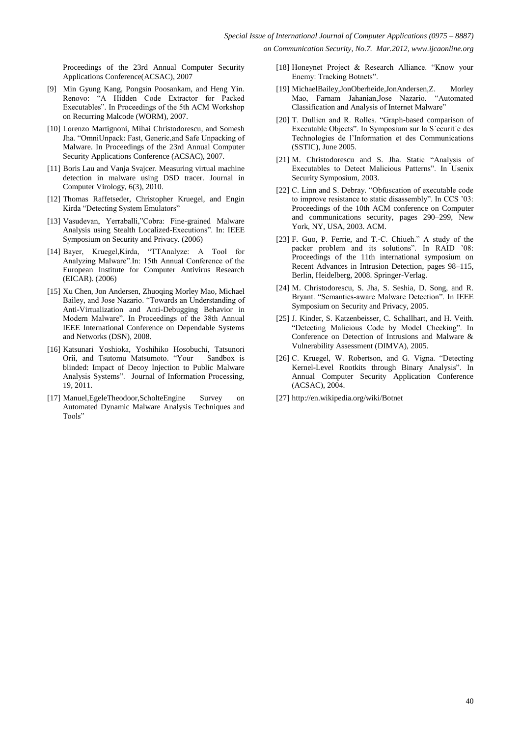Proceedings of the 23rd Annual Computer Security Applications Conference(ACSAC), 2007

[9] Min Gyung Kang, Pongsin Poosankam, and Heng Yin. Renovo: "A Hidden Code Extractor for Packed Executables". In Proceedings of the 5th ACM Workshop on Recurring Malcode (WORM), 2007.

[10] Lorenzo Martignoni, Mihai Christodorescu, and Somesh Jha. "OmniUnpack: Fast, Generic,and Safe Unpacking of Malware. In Proceedings of the 23rd Annual Computer Security Applications Conference (ACSAC), 2007.

[11] Boris Lau and Vanja Svajcer. Measuring virtual machine detection in malware using DSD tracer. Journal in Computer Virology, 6(3), 2010.

[12] Thomas Raffetseder, Christopher Kruegel, and Engin Kirda "Detecting System Emulators"

[13] Vasudevan, Yerraballi,"Cobra: Fine-grained Malware Analysis using Stealth Localized-Executions". In: IEEE Symposium on Security and Privacy. (2006)

[14] Bayer, Kruegel,Kirda, "TTAnalyze: A Tool for Analyzing Malware".In: 15th Annual Conference of the European Institute for Computer Antivirus Research (EICAR). (2006)

[15] Xu Chen, Jon Andersen, Zhuoqing Morley Mao, Michael Bailey, and Jose Nazario. "Towards an Understanding of Anti-Virtualization and Anti-Debugging Behavior in Modern Malware". In Proceedings of the 38th Annual IEEE International Conference on Dependable Systems and Networks (DSN), 2008.

[16] Katsunari Yoshioka, Yoshihiko Hosobuchi, Tatsunori Orii, and Tsutomu Matsumoto. "Your Sandbox is blinded: Impact of Decoy Injection to Public Malware Analysis Systems". Journal of Information Processing, 19, 2011.

[17] Manuel,EgeleTheodoor,ScholteEngine Survey on Automated Dynamic Malware Analysis Techniques and Tools"

[18] Honeynet Project & Research Alliance. "Know your Enemy: Tracking Botnets".

[19] MichaelBailey,JonOberheide,JonAndersen,Z. Morley Mao, Farnam Jahanian,Jose Nazario. "Automated Classification and Analysis of Internet Malware"

[20] T. Dullien and R. Rolles. "Graph-based comparison of Executable Objects". In Symposium sur la S´ecurit´e des Technologies de l'Information et des Communications (SSTIC), June 2005.

[21] M. Christodorescu and S. Jha. Static "Analysis of Executables to Detect Malicious Patterns". In Usenix Security Symposium, 2003.

[22] C. Linn and S. Debray. "Obfuscation of executable code to improve resistance to static disassembly". In CCS '03: Proceedings of the 10th ACM conference on Computer and communications security, pages 290–299, New York, NY, USA, 2003. ACM.

[23] F. Guo, P. Ferrie, and T.-C. Chiueh." A study of the packer problem and its solutions". In RAID '08: Proceedings of the 11th international symposium on Recent Advances in Intrusion Detection, pages 98–115, Berlin, Heidelberg, 2008. Springer-Verlag.

[24] M. Christodorescu, S. Jha, S. Seshia, D. Song, and R. Bryant. "Semantics-aware Malware Detection". In IEEE Symposium on Security and Privacy, 2005.

[25] J. Kinder, S. Katzenbeisser, C. Schallhart, and H. Veith. "Detecting Malicious Code by Model Checking". In Conference on Detection of Intrusions and Malware & Vulnerability Assessment (DIMVA), 2005.

[26] C. Kruegel, W. Robertson, and G. Vigna. "Detecting Kernel-Level Rootkits through Binary Analysis". In Annual Computer Security Application Conference (ACSAC), 2004.

[27] http://en.wikipedia.org/wiki/Botnet